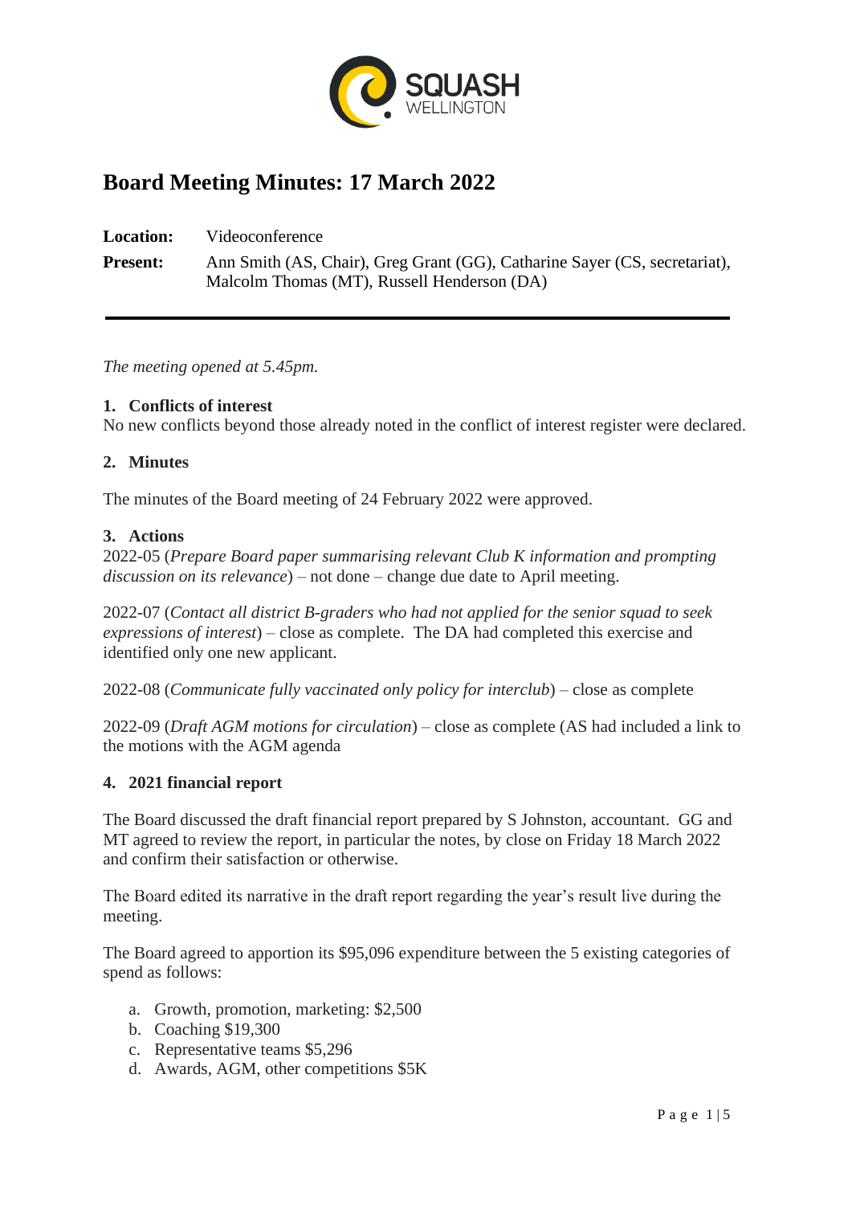# Board Meeting Minutes: 17 March 2022

**Location:** Videoconference

**Present:** Ann Smith (AS, Chair), Greg Grant (GG), Catharine Sayer (CS, secretariat), Malcolm Thomas (MT), Russell Henderson (DA)

---

*The meeting opened at 5.45pm.*

### 1. Conflicts of interest

No new conflicts beyond those already noted in the conflict of interest register were declared.

### 2. Minutes

The minutes of the Board meeting of 24 February 2022 were approved.

### 3. Actions

2022-05 (*Prepare Board paper summarising relevant Club K information and prompting discussion on its relevance*) – not done – change due date to April meeting.

2022-07 (*Contact all district B-graders who had not applied for the senior squad to seek expressions of interest*) – close as complete. The DA had completed this exercise and identified only one new applicant.

2022-08 (*Communicate fully vaccinated only policy for interclub*) – close as complete

2022-09 (*Draft AGM motions for circulation*) – close as complete (AS had included a link to the motions with the AGM agenda

### 4. 2021 financial report

The Board discussed the draft financial report prepared by S Johnston, accountant. GG and MT agreed to review the report, in particular the notes, by close on Friday 18 March 2022 and confirm their satisfaction or otherwise.

The Board edited its narrative in the draft report regarding the year's result live during the meeting.

The Board agreed to apportion its $95,096 expenditure between the 5 existing categories of spend as follows:

a. Growth, promotion, marketing: $2,500
b. Coaching $19,300
c. Representative teams $5,296
d. Awards, AGM, other competitions $5K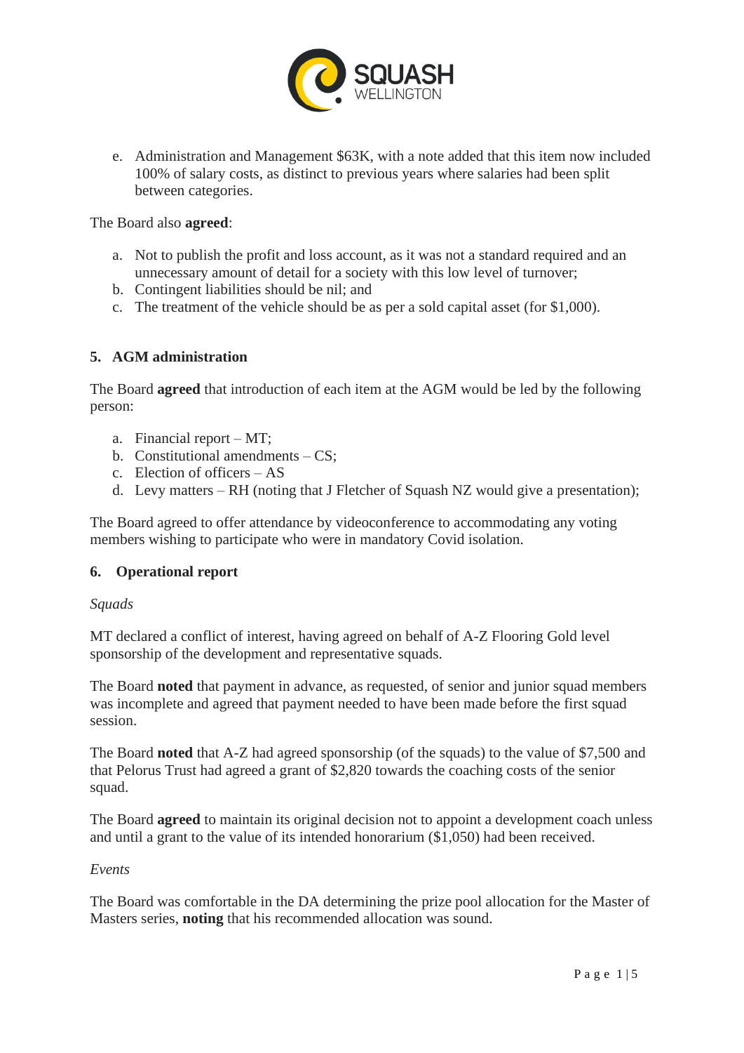e. Administration and Management $63K, with a note added that this item now included 100% of salary costs, as distinct to previous years where salaries had been split between categories.

The Board also **agreed**:

a. Not to publish the profit and loss account, as it was not a standard required and an unnecessary amount of detail for a society with this low level of turnover;
b. Contingent liabilities should be nil; and
c. The treatment of the vehicle should be as per a sold capital asset (for $1,000).

## 5. AGM administration

The Board **agreed** that introduction of each item at the AGM would be led by the following person:

a. Financial report – MT;
b. Constitutional amendments – CS;
c. Election of officers – AS
d. Levy matters – RH (noting that J Fletcher of Squash NZ would give a presentation);

The Board agreed to offer attendance by videoconference to accommodating any voting members wishing to participate who were in mandatory Covid isolation.

## 6. Operational report

*Squads*

MT declared a conflict of interest, having agreed on behalf of A-Z Flooring Gold level sponsorship of the development and representative squads.

The Board **noted** that payment in advance, as requested, of senior and junior squad members was incomplete and agreed that payment needed to have been made before the first squad session.

The Board **noted** that A-Z had agreed sponsorship (of the squads) to the value of $7,500 and that Pelorus Trust had agreed a grant of $2,820 towards the coaching costs of the senior squad.

The Board **agreed** to maintain its original decision not to appoint a development coach unless and until a grant to the value of its intended honorarium ($1,050) had been received.

*Events*

The Board was comfortable in the DA determining the prize pool allocation for the Master of Masters series, **noting** that his recommended allocation was sound.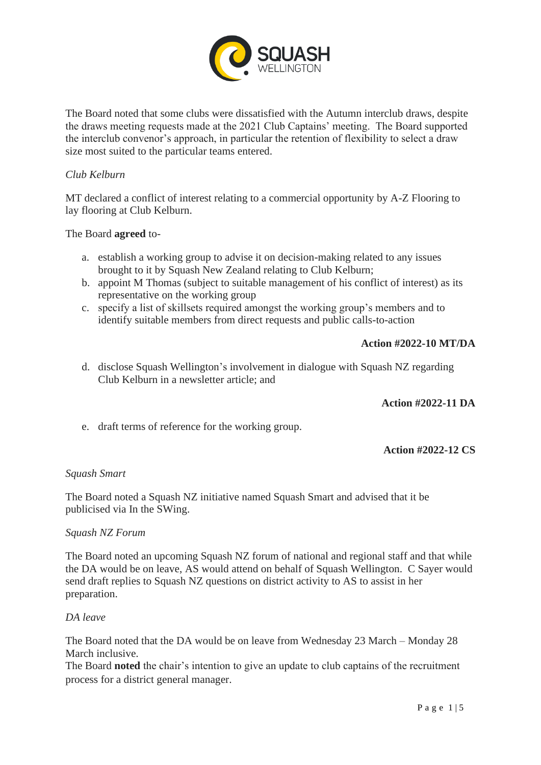The Board noted that some clubs were dissatisfied with the Autumn interclub draws, despite the draws meeting requests made at the 2021 Club Captains' meeting. The Board supported the interclub convenor's approach, in particular the retention of flexibility to select a draw size most suited to the particular teams entered.

*Club Kelburn*

MT declared a conflict of interest relating to a commercial opportunity by A-Z Flooring to lay flooring at Club Kelburn.

The Board **agreed** to-

a. establish a working group to advise it on decision-making related to any issues brought to it by Squash New Zealand relating to Club Kelburn;
b. appoint M Thomas (subject to suitable management of his conflict of interest) as its representative on the working group
c. specify a list of skillsets required amongst the working group's members and to identify suitable members from direct requests and public calls-to-action

**Action #2022-10 MT/DA**

d. disclose Squash Wellington's involvement in dialogue with Squash NZ regarding Club Kelburn in a newsletter article; and

**Action #2022-11 DA**

e. draft terms of reference for the working group.

**Action #2022-12 CS**

*Squash Smart*

The Board noted a Squash NZ initiative named Squash Smart and advised that it be publicised via In the SWing.

*Squash NZ Forum*

The Board noted an upcoming Squash NZ forum of national and regional staff and that while the DA would be on leave, AS would attend on behalf of Squash Wellington. C Sayer would send draft replies to Squash NZ questions on district activity to AS to assist in her preparation.

*DA leave*

The Board noted that the DA would be on leave from Wednesday 23 March – Monday 28 March inclusive.
The Board **noted** the chair's intention to give an update to club captains of the recruitment process for a district general manager.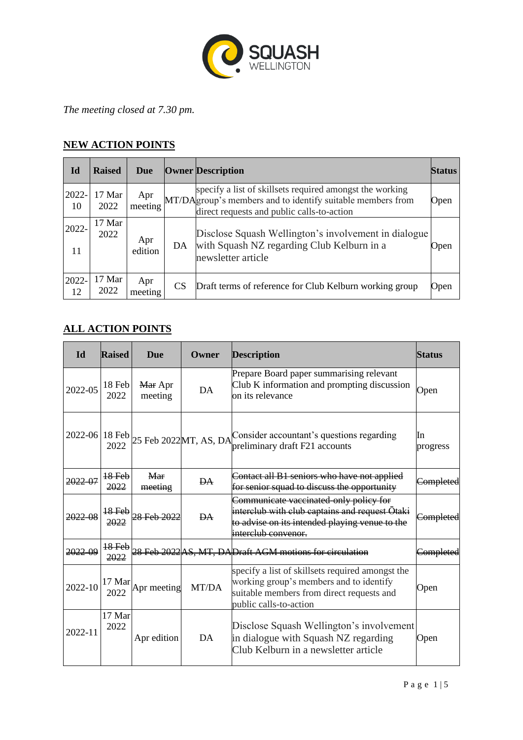*The meeting closed at 7.30 pm.*

## NEW ACTION POINTS

| Id | Raised | Due | Owner | Description | Status |
|---|---|---|---|---|---|
| 2022-10 | 17 Mar 2022 | Apr meeting | MT/DA | specify a list of skillsets required amongst the working group's members and to identify suitable members from direct requests and public calls-to-action | Open |
| 2022-11 | 17 Mar 2022 | Apr edition | DA | Disclose Squash Wellington's involvement in dialogue with Squash NZ regarding Club Kelburn in a newsletter article | Open |
| 2022-12 | 17 Mar 2022 | Apr meeting | CS | Draft terms of reference for Club Kelburn working group | Open |

## ALL ACTION POINTS

| Id | Raised | Due | Owner | Description | Status |
|---|---|---|---|---|---|
| 2022-05 | 18 Feb 2022 | ~~Mar~~ Apr meeting | DA | Prepare Board paper summarising relevant Club K information and prompting discussion on its relevance | Open |
| 2022-06 | 18 Feb 2022 | 25 Feb 2022 | MT, AS, DA | Consider accountant's questions regarding preliminary draft F21 accounts | In progress |
| ~~2022-07~~ | ~~18 Feb 2022~~ | ~~Mar meeting~~ | ~~DA~~ | ~~Contact all B1 seniors who have not applied for senior squad to discuss the opportunity~~ | ~~Completed~~ |
| ~~2022-08~~ | ~~18 Feb 2022~~ | ~~28 Feb 2022~~ | ~~DA~~ | ~~Communicate vaccinated-only policy for interclub with club captains and request Ōtaki to advise on its intended playing venue to the interclub convenor.~~ | ~~Completed~~ |
| ~~2022-09~~ | ~~18 Feb 2022~~ | ~~28 Feb 2022~~ | ~~AS, MT, DA~~ | ~~Draft AGM motions for circulation~~ | ~~Completed~~ |
| 2022-10 | 17 Mar 2022 | Apr meeting | MT/DA | specify a list of skillsets required amongst the working group's members and to identify suitable members from direct requests and public calls-to-action | Open |
| 2022-11 | 17 Mar 2022 | Apr edition | DA | Disclose Squash Wellington's involvement in dialogue with Squash NZ regarding Club Kelburn in a newsletter article | Open |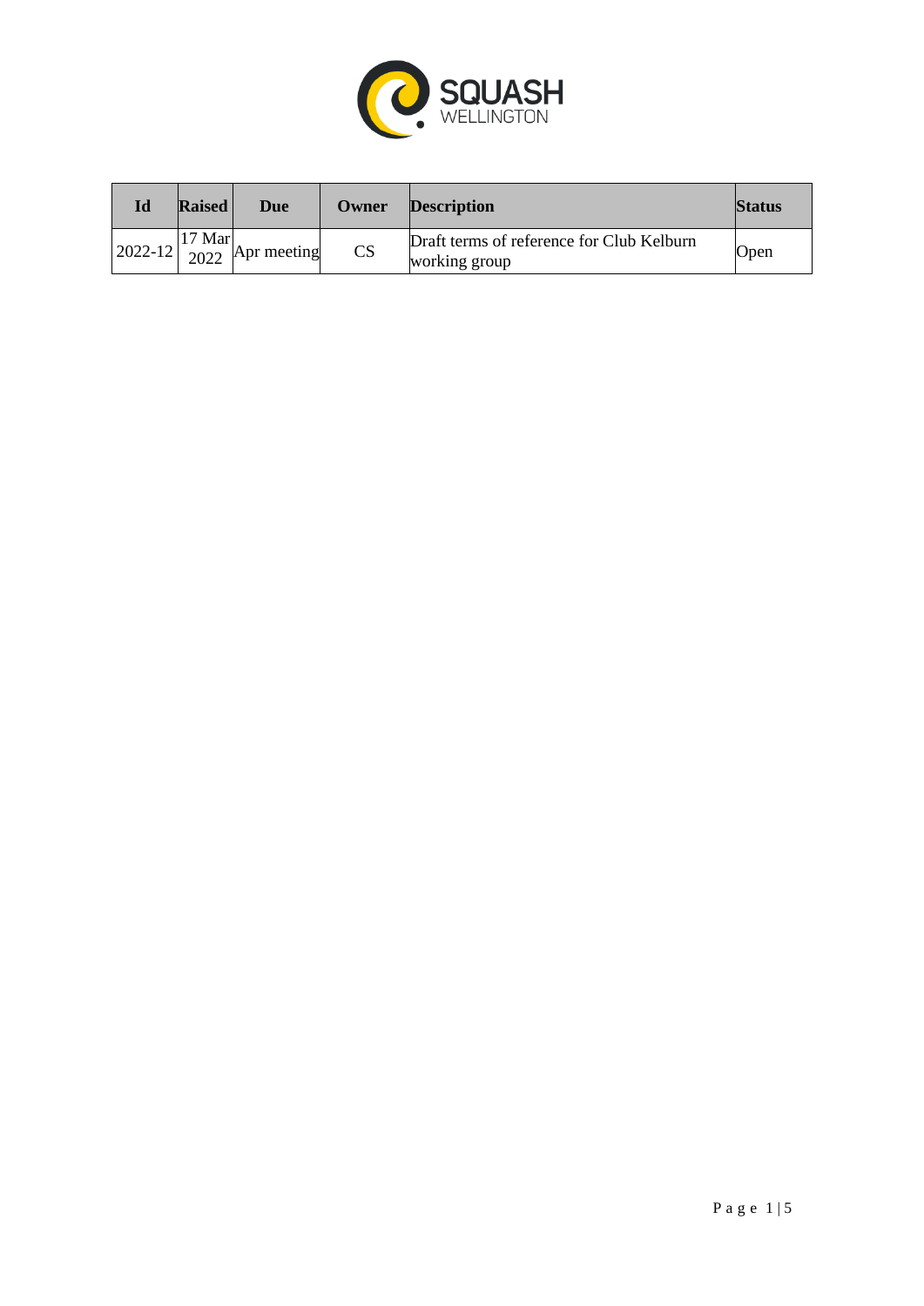| Id | Raised | Due | Owner | Description | Status |
|---|---|---|---|---|---|
| 2022-12 | 17 Mar 2022 | Apr meeting | CS | Draft terms of reference for Club Kelburn working group | Open |